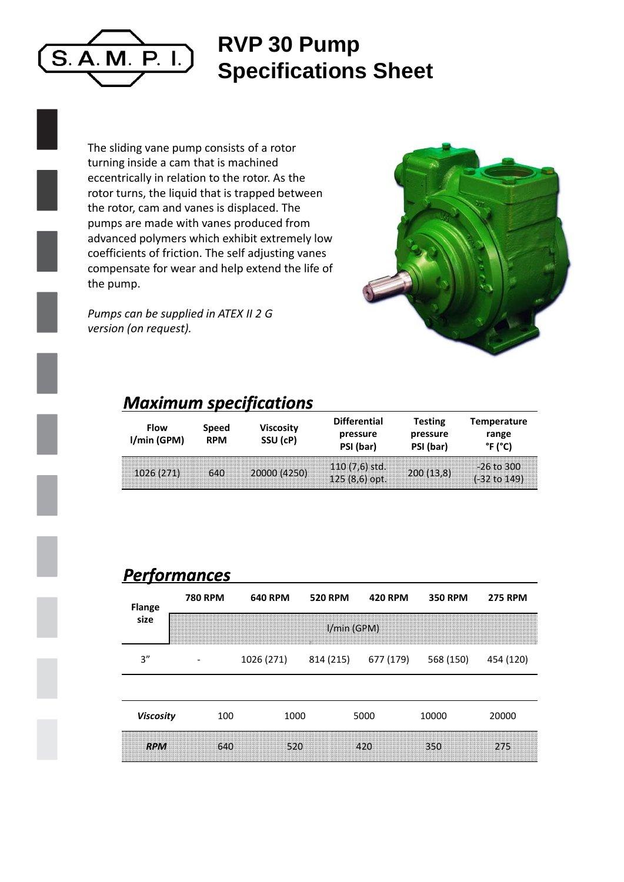# RVP 30 Pump Specifications Sheet

The sliding vane pump consists of a rotor turning inside a cam that is machined eccentrically in relation to the rotor. As the rotor turns, the liquid that is trapped between the rotor, cam and vanes is displaced. The pumps are made with vanes produced from advanced polymers which exhibit extremely low coefficients of friction. The self adjusting vanes compensate for wear and help extend the life of the pump.

*Pumps can be supplied in ATEX II 2 G version (on request).*

## *Maximum specifications*

| Flow l/min (GPM) | Speed RPM | Viscosity SSU (cP) | Differential pressure PSI (bar) | Testing pressure PSI (bar) | Temperature range °F (°C) |
|---|---|---|---|---|---|
| 1026 (271) | 640 | 20000 (4250) | 110 (7,6) std.<br>125 (8,6) opt. | 200 (13,8) | -26 to 300<br>(-32 to 149) |

## *Performances*

| Flange size | 780 RPM | 640 RPM | 520 RPM | 420 RPM | 350 RPM | 275 RPM |
|---|---|---|---|---|---|---|
| | l/min (GPM) | | | | | |
| 3" | - | 1026 (271) | 814 (215) | 677 (179) | 568 (150) | 454 (120) |

| *Viscosity* | 100 | 1000 | 5000 | 10000 | 20000 |
|---|---|---|---|---|---|
| ***RPM*** | 640 | 520 | 420 | 350 | 275 |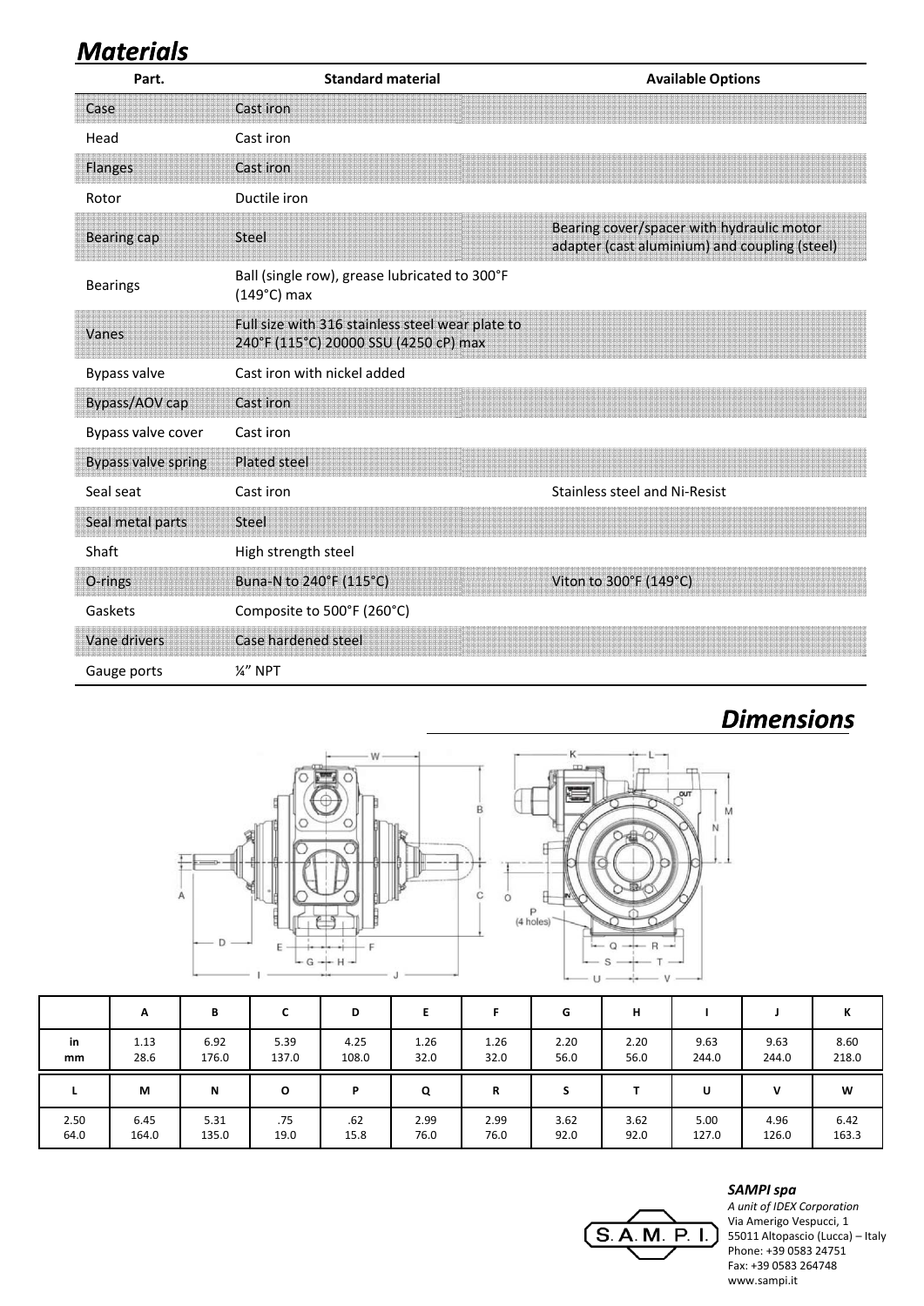## *Materials*

| Part. | Standard material | Available Options |
|---|---|---|
| Case | Cast iron | |
| Head | Cast iron | |
| Flanges | Cast iron | |
| Rotor | Ductile iron | |
| Bearing cap | Steel | Bearing cover/spacer with hydraulic motor adapter (cast aluminium) and coupling (steel) |
| Bearings | Ball (single row), grease lubricated to 300°F (149°C) max | |
| Vanes | Full size with 316 stainless steel wear plate to 240°F (115°C) 20000 SSU (4250 cP) max | |
| Bypass valve | Cast iron with nickel added | |
| Bypass/AOV cap | Cast iron | |
| Bypass valve cover | Cast iron | |
| Bypass valve spring | Plated steel | |
| Seal seat | Cast iron | Stainless steel and Ni-Resist |
| Seal metal parts | Steel | |
| Shaft | High strength steel | |
| O-rings | Buna-N to 240°F (115°C) | Viton to 300°F (149°C) |
| Gaskets | Composite to 500°F (260°C) | |
| Vane drivers | Case hardened steel | |
| Gauge ports | ¼" NPT | |

## *Dimensions*

W
B
A
C
D
E
F
G
H
I
J
K
L
OUT
M
N
O
P
(4 holes)
IN
Q
R
S
T
U
V

| | A | B | C | D | E | F | G | H | I | J | K |
|---|---|---|---|---|---|---|---|---|---|---|---|
| in | 1.13 | 6.92 | 5.39 | 4.25 | 1.26 | 1.26 | 2.20 | 2.20 | 9.63 | 9.63 | 8.60 |
| mm | 28.6 | 176.0 | 137.0 | 108.0 | 32.0 | 32.0 | 56.0 | 56.0 | 244.0 | 244.0 | 218.0 |

| L | M | N | O | P | Q | R | S | T | U | V | W |
|---|---|---|---|---|---|---|---|---|---|---|---|
| 2.50 | 6.45 | 5.31 | .75 | .62 | 2.99 | 2.99 | 3.62 | 3.62 | 5.00 | 4.96 | 6.42 |
| 64.0 | 164.0 | 135.0 | 19.0 | 15.8 | 76.0 | 76.0 | 92.0 | 92.0 | 127.0 | 126.0 | 163.3 |

S. A. M. P. I.

***SAMPI spa***
*A unit of IDEX Corporation*
Via Amerigo Vespucci, 1
55011 Altopascio (Lucca) – Italy
Phone: +39 0583 24751
Fax: +39 0583 264748
www.sampi.it